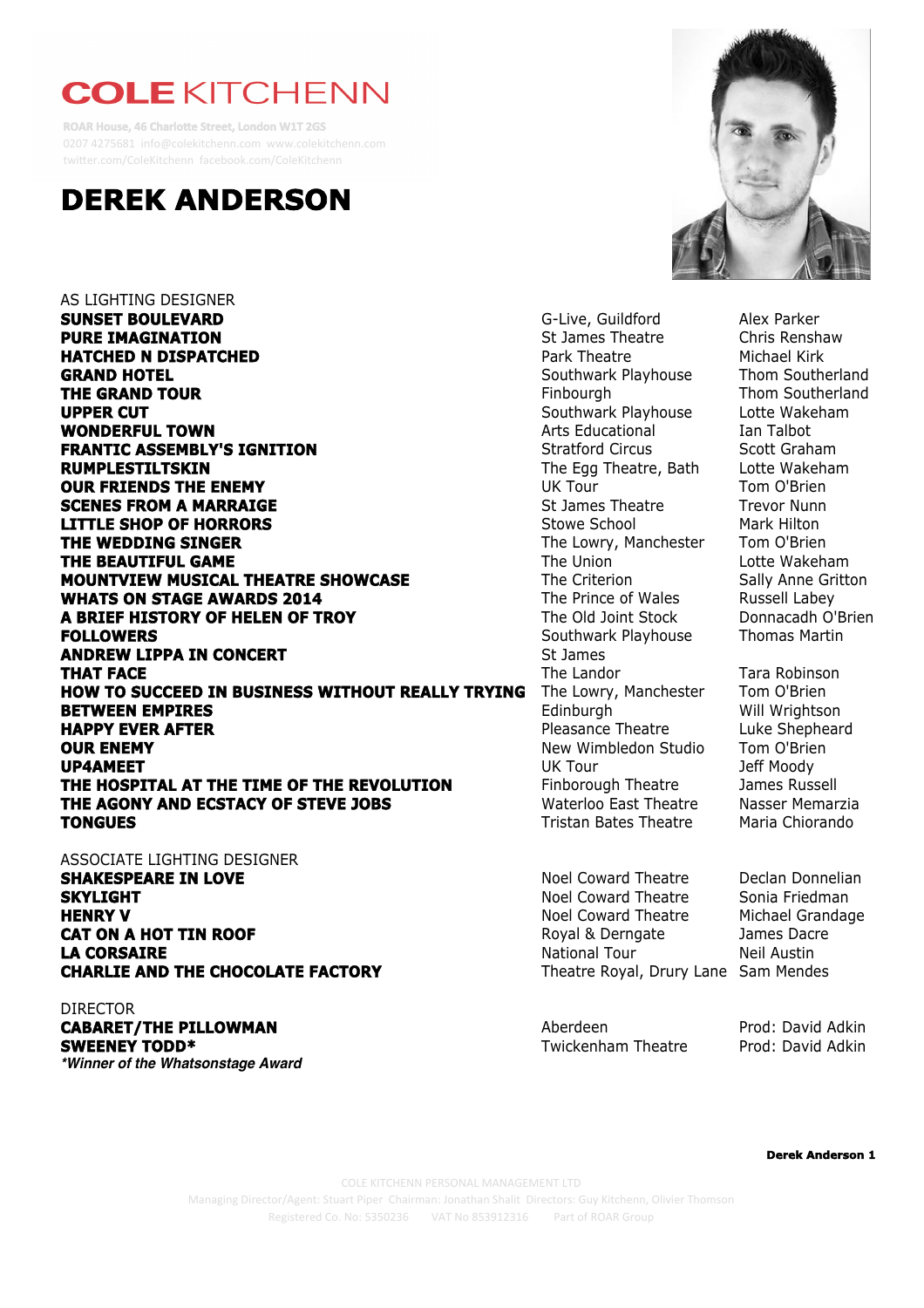# COLE KITCHENN

ROAR House, 46 Charlotte Street, London W1T 2GS
0207 4275681 info@colekitchenn.com www.colekitchenn.com
twitter.com/ColeKitchenn facebook.com/ColeKitchenn

# DEREK ANDERSON

AS LIGHTING DESIGNER

| | | |
|---|---|---|
| **SUNSET BOULEVARD** | G-Live, Guildford | Alex Parker |
| **PURE IMAGINATION** | St James Theatre | Chris Renshaw |
| **HATCHED N DISPATCHED** | Park Theatre | Michael Kirk |
| **GRAND HOTEL** | Southwark Playhouse | Thom Southerland |
| **THE GRAND TOUR** | Finbourgh | Thom Southerland |
| **UPPER CUT** | Southwark Playhouse | Lotte Wakeham |
| **WONDERFUL TOWN** | Arts Educational | Ian Talbot |
| **FRANTIC ASSEMBLY'S IGNITION** | Stratford Circus | Scott Graham |
| **RUMPLESTILTSKIN** | The Egg Theatre, Bath | Lotte Wakeham |
| **OUR FRIENDS THE ENEMY** | UK Tour | Tom O'Brien |
| **SCENES FROM A MARRAIGE** | St James Theatre | Trevor Nunn |
| **LITTLE SHOP OF HORRORS** | Stowe School | Mark Hilton |
| **THE WEDDING SINGER** | The Lowry, Manchester | Tom O'Brien |
| **THE BEAUTIFUL GAME** | The Union | Lotte Wakeham |
| **MOUNTVIEW MUSICAL THEATRE SHOWCASE** | The Criterion | Sally Anne Gritton |
| **WHATS ON STAGE AWARDS 2014** | The Prince of Wales | Russell Labey |
| **A BRIEF HISTORY OF HELEN OF TROY** | The Old Joint Stock | Donnacadh O'Brien |
| **FOLLOWERS** | Southwark Playhouse | Thomas Martin |
| **ANDREW LIPPA IN CONCERT** | St James | |
| **THAT FACE** | The Landor | Tara Robinson |
| **HOW TO SUCCEED IN BUSINESS WITHOUT REALLY TRYING** | The Lowry, Manchester | Tom O'Brien |
| **BETWEEN EMPIRES** | Edinburgh | Will Wrightson |
| **HAPPY EVER AFTER** | Pleasance Theatre | Luke Shepheard |
| **OUR ENEMY** | New Wimbledon Studio | Tom O'Brien |
| **UP4AMEET** | UK Tour | Jeff Moody |
| **THE HOSPITAL AT THE TIME OF THE REVOLUTION** | Finborough Theatre | James Russell |
| **THE AGONY AND ECSTACY OF STEVE JOBS** | Waterloo East Theatre | Nasser Memarzia |
| **TONGUES** | Tristan Bates Theatre | Maria Chiorando |

ASSOCIATE LIGHTING DESIGNER

| | | |
|---|---|---|
| **SHAKESPEARE IN LOVE** | Noel Coward Theatre | Declan Donnelian |
| **SKYLIGHT** | Noel Coward Theatre | Sonia Friedman |
| **HENRY V** | Noel Coward Theatre | Michael Grandage |
| **CAT ON A HOT TIN ROOF** | Royal & Derngate | James Dacre |
| **LA CORSAIRE** | National Tour | Neil Austin |
| **CHARLIE AND THE CHOCOLATE FACTORY** | Theatre Royal, Drury Lane | Sam Mendes |

DIRECTOR

| | | |
|---|---|---|
| **CABARET/THE PILLOWMAN** | Aberdeen | Prod: David Adkin |
| **SWEENEY TODD*** | Twickenham Theatre | Prod: David Adkin |

***Winner of the Whatsonstage Award***

COLE KITCHENN PERSONAL MANAGEMENT LTD
Managing Director/Agent: Stuart Piper Chairman: Jonathan Shalit Directors: Guy Kitchenn, Olivier Thomson
Registered Co. No: 5350236 VAT No 853912316 Part of ROAR Group